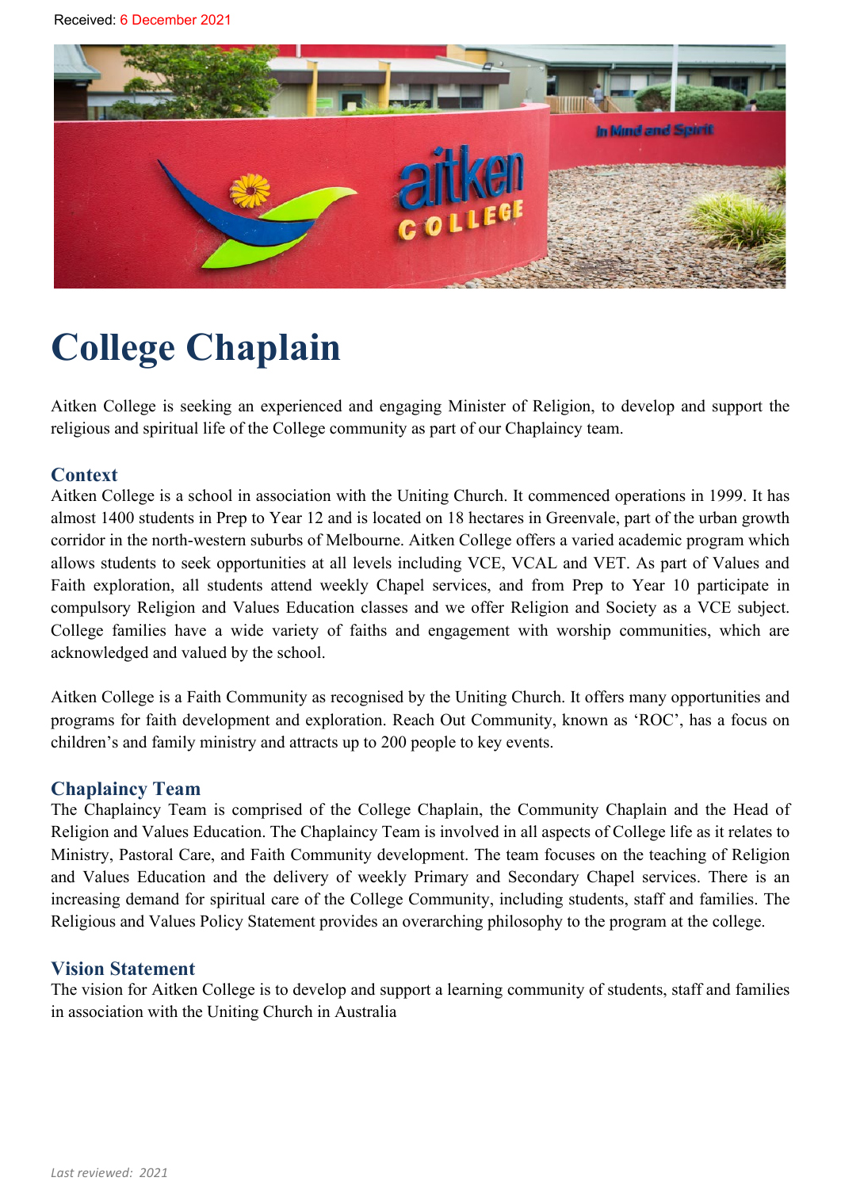Received: 6 December 2021

# College Chaplain

Aitken College is seeking an experienced and engaging Minister of Religion, to develop and support the religious and spiritual life of the College community as part of our Chaplaincy team.

## Context

Aitken College is a school in association with the Uniting Church. It commenced operations in 1999. It has almost 1400 students in Prep to Year 12 and is located on 18 hectares in Greenvale, part of the urban growth corridor in the north-western suburbs of Melbourne. Aitken College offers a varied academic program which allows students to seek opportunities at all levels including VCE, VCAL and VET. As part of Values and Faith exploration, all students attend weekly Chapel services, and from Prep to Year 10 participate in compulsory Religion and Values Education classes and we offer Religion and Society as a VCE subject. College families have a wide variety of faiths and engagement with worship communities, which are acknowledged and valued by the school.

Aitken College is a Faith Community as recognised by the Uniting Church. It offers many opportunities and programs for faith development and exploration. Reach Out Community, known as 'ROC', has a focus on children's and family ministry and attracts up to 200 people to key events.

## Chaplaincy Team

The Chaplaincy Team is comprised of the College Chaplain, the Community Chaplain and the Head of Religion and Values Education. The Chaplaincy Team is involved in all aspects of College life as it relates to Ministry, Pastoral Care, and Faith Community development. The team focuses on the teaching of Religion and Values Education and the delivery of weekly Primary and Secondary Chapel services. There is an increasing demand for spiritual care of the College Community, including students, staff and families. The Religious and Values Policy Statement provides an overarching philosophy to the program at the college.

## Vision Statement

The vision for Aitken College is to develop and support a learning community of students, staff and families in association with the Uniting Church in Australia

*Last reviewed: 2021*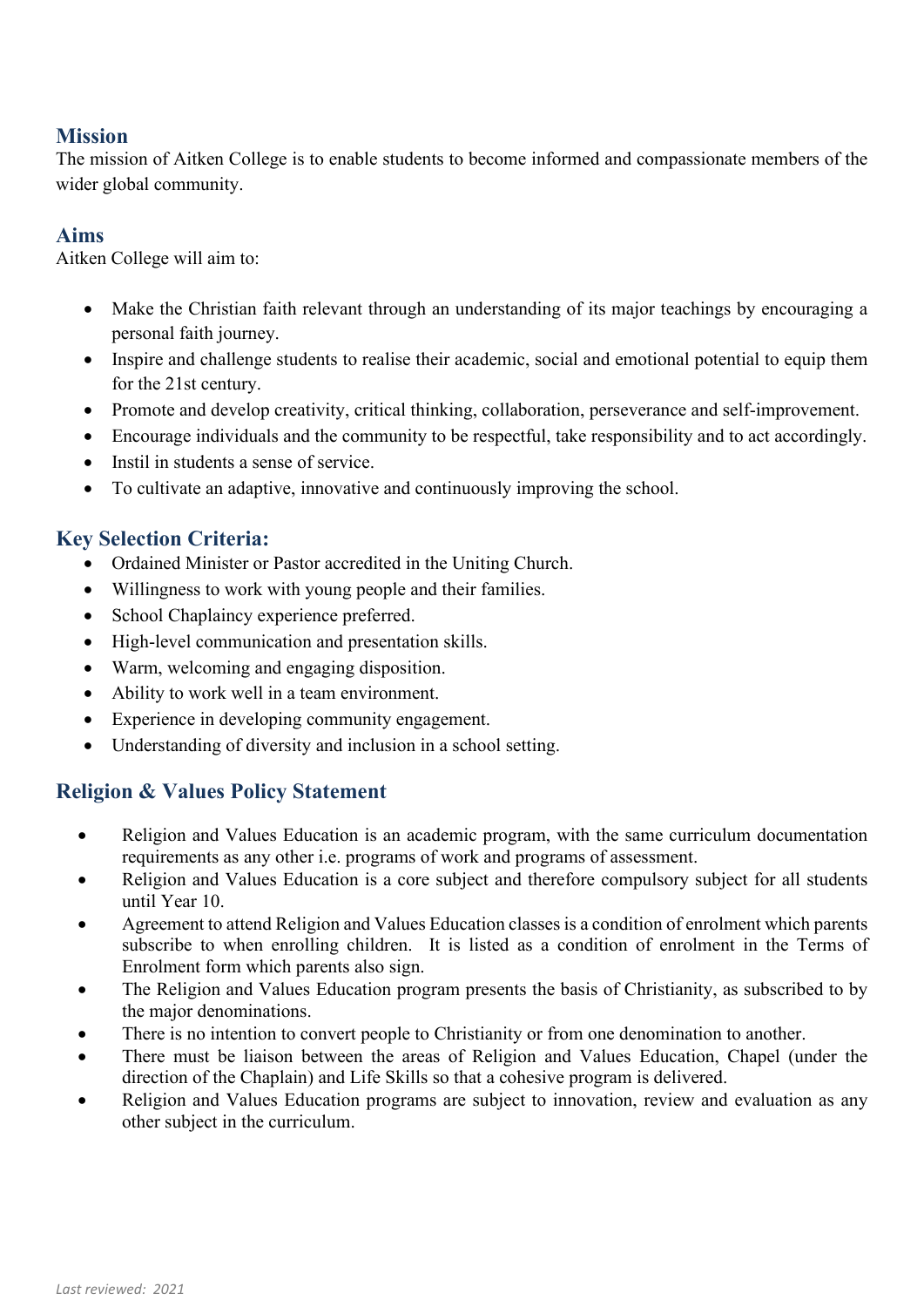## Mission

The mission of Aitken College is to enable students to become informed and compassionate members of the wider global community.

## Aims

Aitken College will aim to:

- Make the Christian faith relevant through an understanding of its major teachings by encouraging a personal faith journey.
- Inspire and challenge students to realise their academic, social and emotional potential to equip them for the 21st century.
- Promote and develop creativity, critical thinking, collaboration, perseverance and self-improvement.
- Encourage individuals and the community to be respectful, take responsibility and to act accordingly.
- Instil in students a sense of service.
- To cultivate an adaptive, innovative and continuously improving the school.

## Key Selection Criteria:

- Ordained Minister or Pastor accredited in the Uniting Church.
- Willingness to work with young people and their families.
- School Chaplaincy experience preferred.
- High-level communication and presentation skills.
- Warm, welcoming and engaging disposition.
- Ability to work well in a team environment.
- Experience in developing community engagement.
- Understanding of diversity and inclusion in a school setting.

## Religion & Values Policy Statement

- Religion and Values Education is an academic program, with the same curriculum documentation requirements as any other i.e. programs of work and programs of assessment.
- Religion and Values Education is a core subject and therefore compulsory subject for all students until Year 10.
- Agreement to attend Religion and Values Education classes is a condition of enrolment which parents subscribe to when enrolling children. It is listed as a condition of enrolment in the Terms of Enrolment form which parents also sign.
- The Religion and Values Education program presents the basis of Christianity, as subscribed to by the major denominations.
- There is no intention to convert people to Christianity or from one denomination to another.
- There must be liaison between the areas of Religion and Values Education, Chapel (under the direction of the Chaplain) and Life Skills so that a cohesive program is delivered.
- Religion and Values Education programs are subject to innovation, review and evaluation as any other subject in the curriculum.

*Last reviewed: 2021*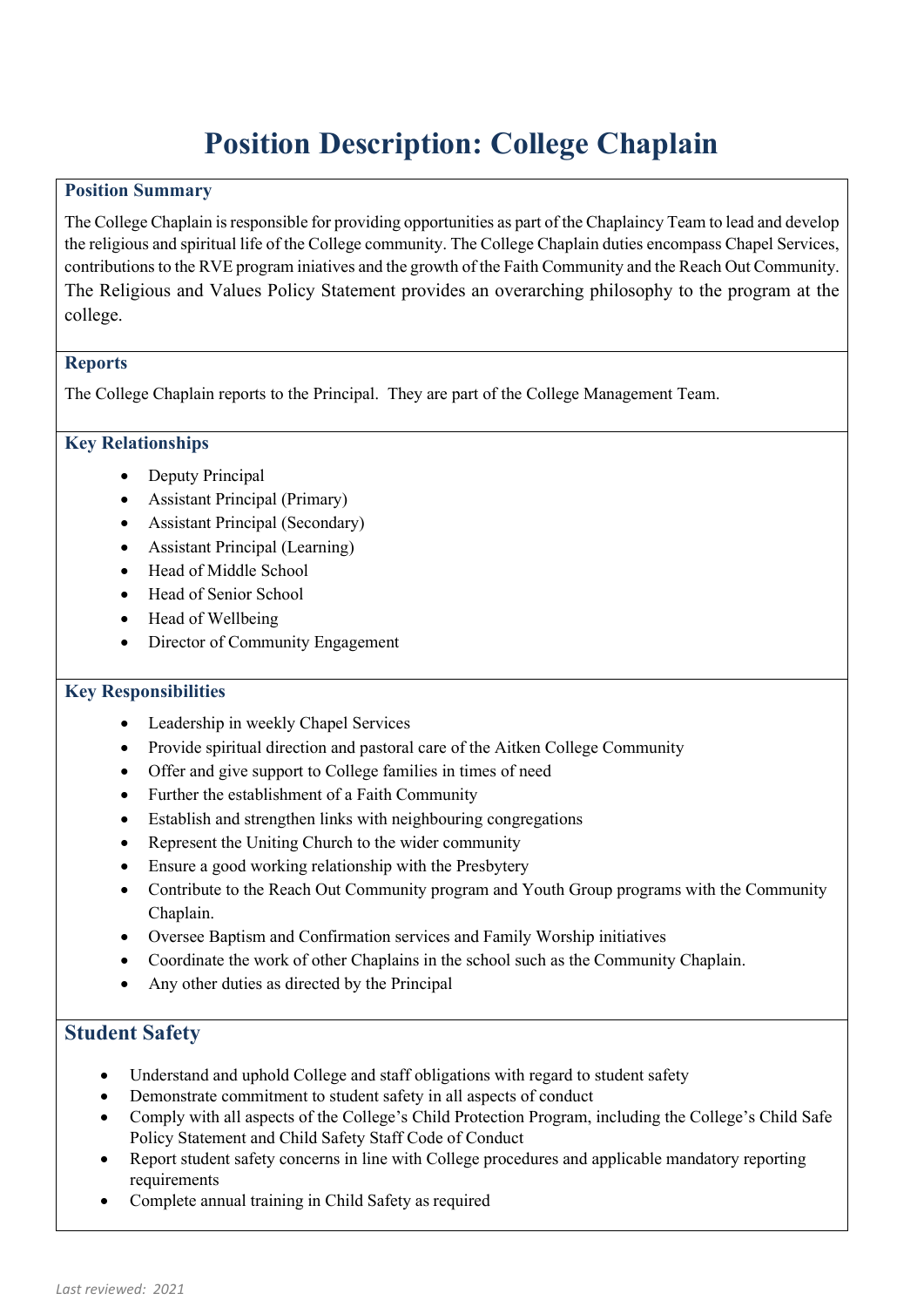# Position Description: College Chaplain

## Position Summary

The College Chaplain is responsible for providing opportunities as part of the Chaplaincy Team to lead and develop the religious and spiritual life of the College community. The College Chaplain duties encompass Chapel Services, contributions to the RVE program iniatives and the growth of the Faith Community and the Reach Out Community. The Religious and Values Policy Statement provides an overarching philosophy to the program at the college.

## Reports

The College Chaplain reports to the Principal. They are part of the College Management Team.

## Key Relationships

- Deputy Principal
- Assistant Principal (Primary)
- Assistant Principal (Secondary)
- Assistant Principal (Learning)
- Head of Middle School
- Head of Senior School
- Head of Wellbeing
- Director of Community Engagement

## Key Responsibilities

- Leadership in weekly Chapel Services
- Provide spiritual direction and pastoral care of the Aitken College Community
- Offer and give support to College families in times of need
- Further the establishment of a Faith Community
- Establish and strengthen links with neighbouring congregations
- Represent the Uniting Church to the wider community
- Ensure a good working relationship with the Presbytery
- Contribute to the Reach Out Community program and Youth Group programs with the Community Chaplain.
- Oversee Baptism and Confirmation services and Family Worship initiatives
- Coordinate the work of other Chaplains in the school such as the Community Chaplain.
- Any other duties as directed by the Principal

## Student Safety

- Understand and uphold College and staff obligations with regard to student safety
- Demonstrate commitment to student safety in all aspects of conduct
- Comply with all aspects of the College's Child Protection Program, including the College's Child Safe Policy Statement and Child Safety Staff Code of Conduct
- Report student safety concerns in line with College procedures and applicable mandatory reporting requirements
- Complete annual training in Child Safety as required

*Last reviewed: 2021*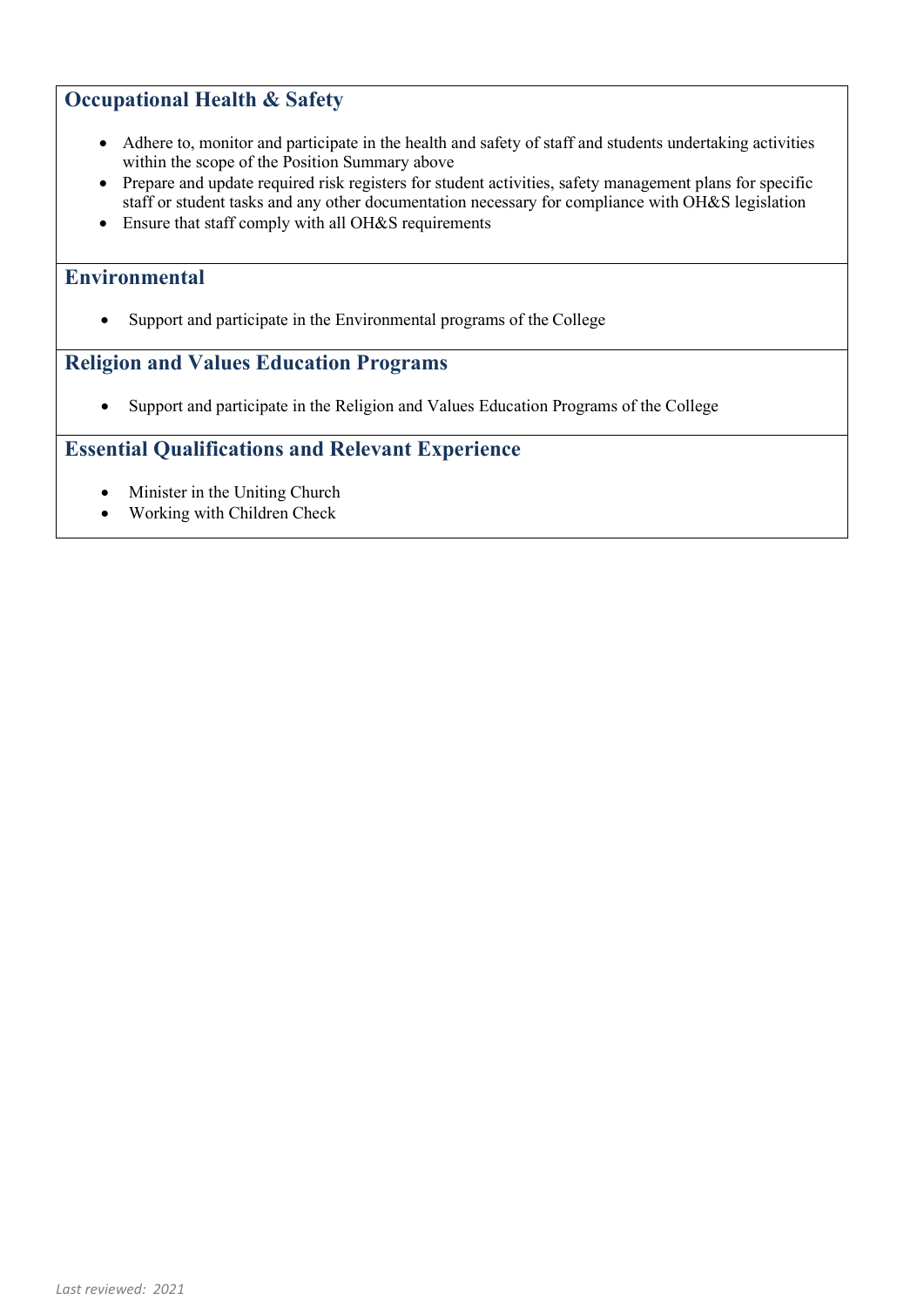## Occupational Health & Safety

- Adhere to, monitor and participate in the health and safety of staff and students undertaking activities within the scope of the Position Summary above
- Prepare and update required risk registers for student activities, safety management plans for specific staff or student tasks and any other documentation necessary for compliance with OH&S legislation
- Ensure that staff comply with all OH&S requirements

## Environmental

- Support and participate in the Environmental programs of the College

## Religion and Values Education Programs

- Support and participate in the Religion and Values Education Programs of the College

## Essential Qualifications and Relevant Experience

- Minister in the Uniting Church
- Working with Children Check

*Last reviewed: 2021*